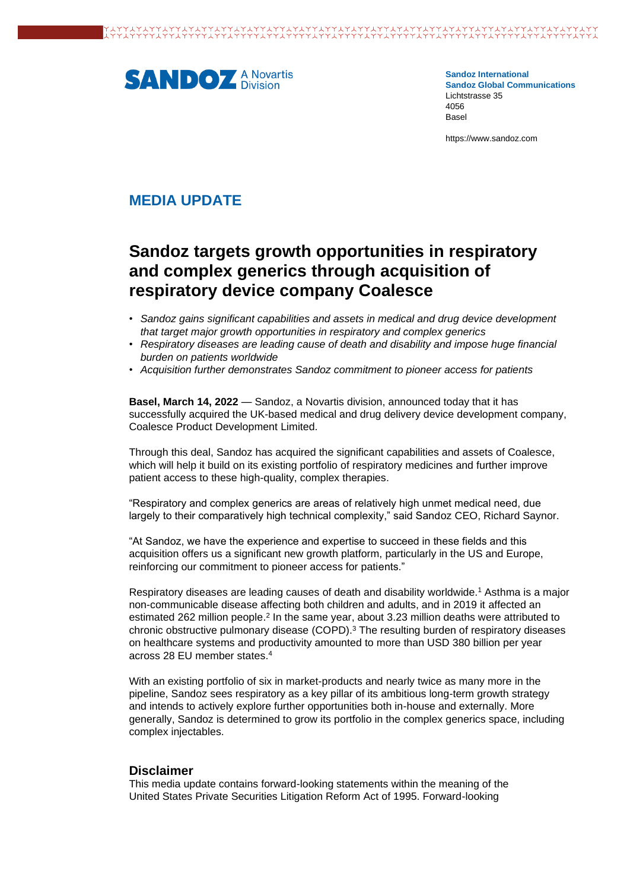SANDOZ A Novartis Division

**Sandoz International**
**Sandoz Global Communications**
Lichtstrasse 35
4056
Basel

https://www.sandoz.com

## MEDIA UPDATE

# Sandoz targets growth opportunities in respiratory and complex generics through acquisition of respiratory device company Coalesce

- *Sandoz gains significant capabilities and assets in medical and drug device development that target major growth opportunities in respiratory and complex generics*
- *Respiratory diseases are leading cause of death and disability and impose huge financial burden on patients worldwide*
- *Acquisition further demonstrates Sandoz commitment to pioneer access for patients*

**Basel, March 14, 2022** — Sandoz, a Novartis division, announced today that it has successfully acquired the UK-based medical and drug delivery device development company, Coalesce Product Development Limited.

Through this deal, Sandoz has acquired the significant capabilities and assets of Coalesce, which will help it build on its existing portfolio of respiratory medicines and further improve patient access to these high-quality, complex therapies.

“Respiratory and complex generics are areas of relatively high unmet medical need, due largely to their comparatively high technical complexity,” said Sandoz CEO, Richard Saynor.

“At Sandoz, we have the experience and expertise to succeed in these fields and this acquisition offers us a significant new growth platform, particularly in the US and Europe, reinforcing our commitment to pioneer access for patients.”

Respiratory diseases are leading causes of death and disability worldwide.[1] Asthma is a major non-communicable disease affecting both children and adults, and in 2019 it affected an estimated 262 million people.[2] In the same year, about 3.23 million deaths were attributed to chronic obstructive pulmonary disease (COPD).[3] The resulting burden of respiratory diseases on healthcare systems and productivity amounted to more than USD 380 billion per year across 28 EU member states.[4]

With an existing portfolio of six in market-products and nearly twice as many more in the pipeline, Sandoz sees respiratory as a key pillar of its ambitious long-term growth strategy and intends to actively explore further opportunities both in-house and externally. More generally, Sandoz is determined to grow its portfolio in the complex generics space, including complex injectables.

### Disclaimer

This media update contains forward-looking statements within the meaning of the United States Private Securities Litigation Reform Act of 1995. Forward-looking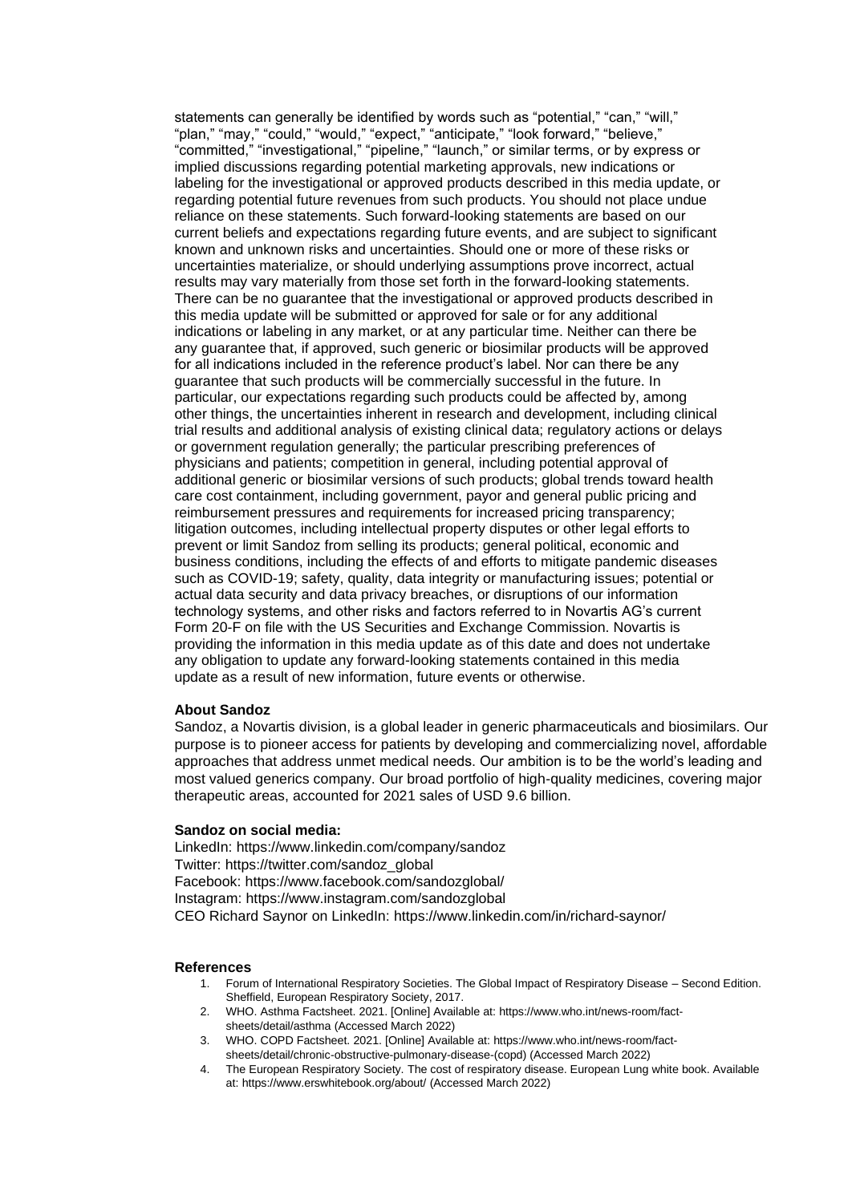statements can generally be identified by words such as "potential," "can," "will," "plan," "may," "could," "would," "expect," "anticipate," "look forward," "believe," "committed," "investigational," "pipeline," "launch," or similar terms, or by express or implied discussions regarding potential marketing approvals, new indications or labeling for the investigational or approved products described in this media update, or regarding potential future revenues from such products. You should not place undue reliance on these statements. Such forward-looking statements are based on our current beliefs and expectations regarding future events, and are subject to significant known and unknown risks and uncertainties. Should one or more of these risks or uncertainties materialize, or should underlying assumptions prove incorrect, actual results may vary materially from those set forth in the forward-looking statements. There can be no guarantee that the investigational or approved products described in this media update will be submitted or approved for sale or for any additional indications or labeling in any market, or at any particular time. Neither can there be any guarantee that, if approved, such generic or biosimilar products will be approved for all indications included in the reference product's label. Nor can there be any guarantee that such products will be commercially successful in the future. In particular, our expectations regarding such products could be affected by, among other things, the uncertainties inherent in research and development, including clinical trial results and additional analysis of existing clinical data; regulatory actions or delays or government regulation generally; the particular prescribing preferences of physicians and patients; competition in general, including potential approval of additional generic or biosimilar versions of such products; global trends toward health care cost containment, including government, payor and general public pricing and reimbursement pressures and requirements for increased pricing transparency; litigation outcomes, including intellectual property disputes or other legal efforts to prevent or limit Sandoz from selling its products; general political, economic and business conditions, including the effects of and efforts to mitigate pandemic diseases such as COVID-19; safety, quality, data integrity or manufacturing issues; potential or actual data security and data privacy breaches, or disruptions of our information technology systems, and other risks and factors referred to in Novartis AG's current Form 20-F on file with the US Securities and Exchange Commission. Novartis is providing the information in this media update as of this date and does not undertake any obligation to update any forward-looking statements contained in this media update as a result of new information, future events or otherwise.

**About Sandoz**

Sandoz, a Novartis division, is a global leader in generic pharmaceuticals and biosimilars. Our purpose is to pioneer access for patients by developing and commercializing novel, affordable approaches that address unmet medical needs. Our ambition is to be the world's leading and most valued generics company. Our broad portfolio of high-quality medicines, covering major therapeutic areas, accounted for 2021 sales of USD 9.6 billion.

**Sandoz on social media:**

LinkedIn: https://www.linkedin.com/company/sandoz
Twitter: https://twitter.com/sandoz_global
Facebook: https://www.facebook.com/sandozglobal/
Instagram: https://www.instagram.com/sandozglobal
CEO Richard Saynor on LinkedIn: https://www.linkedin.com/in/richard-saynor/

**References**

1. Forum of International Respiratory Societies. The Global Impact of Respiratory Disease – Second Edition. Sheffield, European Respiratory Society, 2017.
2. WHO. Asthma Factsheet. 2021. [Online] Available at: https://www.who.int/news-room/fact-sheets/detail/asthma (Accessed March 2022)
3. WHO. COPD Factsheet. 2021. [Online] Available at: https://www.who.int/news-room/fact-sheets/detail/chronic-obstructive-pulmonary-disease-(copd) (Accessed March 2022)
4. The European Respiratory Society. The cost of respiratory disease. European Lung white book. Available at: https://www.erswhitebook.org/about/ (Accessed March 2022)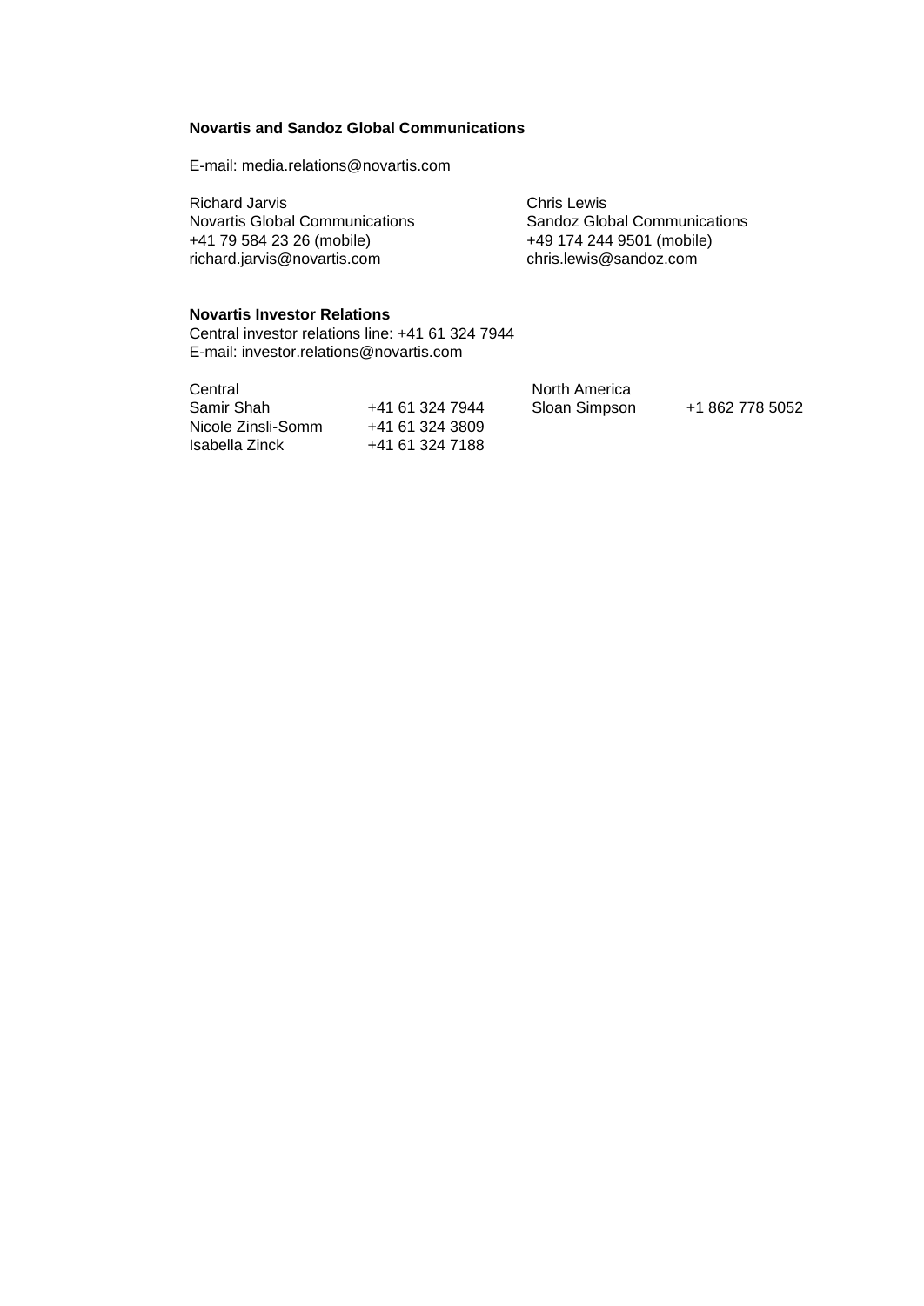**Novartis and Sandoz Global Communications**

E-mail: media.relations@novartis.com

Richard Jarvis
Novartis Global Communications
+41 79 584 23 26 (mobile)
richard.jarvis@novartis.com

Chris Lewis
Sandoz Global Communications
+49 174 244 9501 (mobile)
chris.lewis@sandoz.com

**Novartis Investor Relations**
Central investor relations line: +41 61 324 7944
E-mail: investor.relations@novartis.com

| | | | |
|---|---|---|---|
| Central | | North America | |
| Samir Shah | +41 61 324 7944 | Sloan Simpson | +1 862 778 5052 |
| Nicole Zinsli-Somm | +41 61 324 3809 | | |
| Isabella Zinck | +41 61 324 7188 | | |